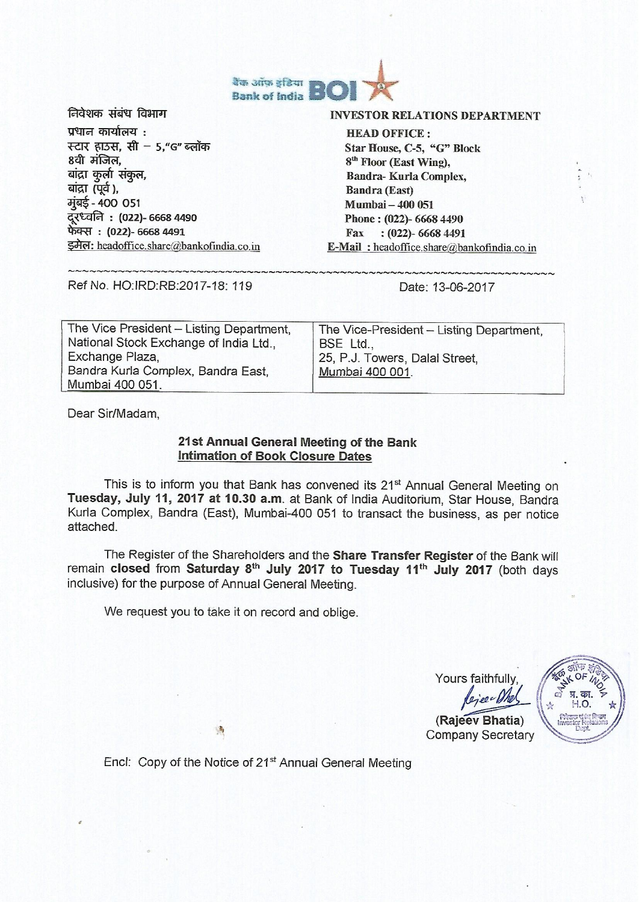बैंक ऑफ इंडिया Bank of India BOI

| निवेशक संबंध विभाग | INVESTOR RELATIONS DEPARTMENT |
|---|---|
| प्रधान कार्यालय : | HEAD OFFICE : |
| स्टार हाउस, सी – 5,"G" ब्लॉक | Star House, C-5, "G" Block |
| 8वी मंजिल, | 8th Floor (East Wing), |
| बांद्रा कुर्ला संकुल, | Bandra- Kurla Complex, |
| बांद्रा (पूर्व ), | Bandra (East) |
| मुंबई - 400 051 | Mumbai – 400 051 |
| दूरध्वनि : (022)- 6668 4490 | Phone : (022)- 6668 4490 |
| फेक्स : (022)- 6668 4491 | Fax : (022)- 6668 4491 |
| इमेल: headoffice.share@bankofindia.co.in | E-Mail : headoffice.share@bankofindia.co.in |

Ref No. HO:IRD:RB:2017-18: 119

Date: 13-06-2017

| The Vice President – Listing Department, National Stock Exchange of India Ltd., Exchange Plaza, Bandra Kurla Complex, Bandra East, Mumbai 400 051. | The Vice-President – Listing Department, BSE Ltd., 25, P.J. Towers, Dalal Street, Mumbai 400 001. |
|---|---|

Dear Sir/Madam,

**21st Annual General Meeting of the Bank**
**Intimation of Book Closure Dates**

This is to inform you that Bank has convened its 21st Annual General Meeting on **Tuesday, July 11, 2017 at 10.30 a.m.** at Bank of India Auditorium, Star House, Bandra Kurla Complex, Bandra (East), Mumbai-400 051 to transact the business, as per notice attached.

The Register of the Shareholders and the **Share Transfer Register** of the Bank will remain **closed** from **Saturday 8th July 2017 to Tuesday 11th July 2017** (both days inclusive) for the purpose of Annual General Meeting.

We request you to take it on record and oblige.

Yours faithfully,

(Rajeev Bhatia)
Company Secretary

Encl: Copy of the Notice of 21st Annual General Meeting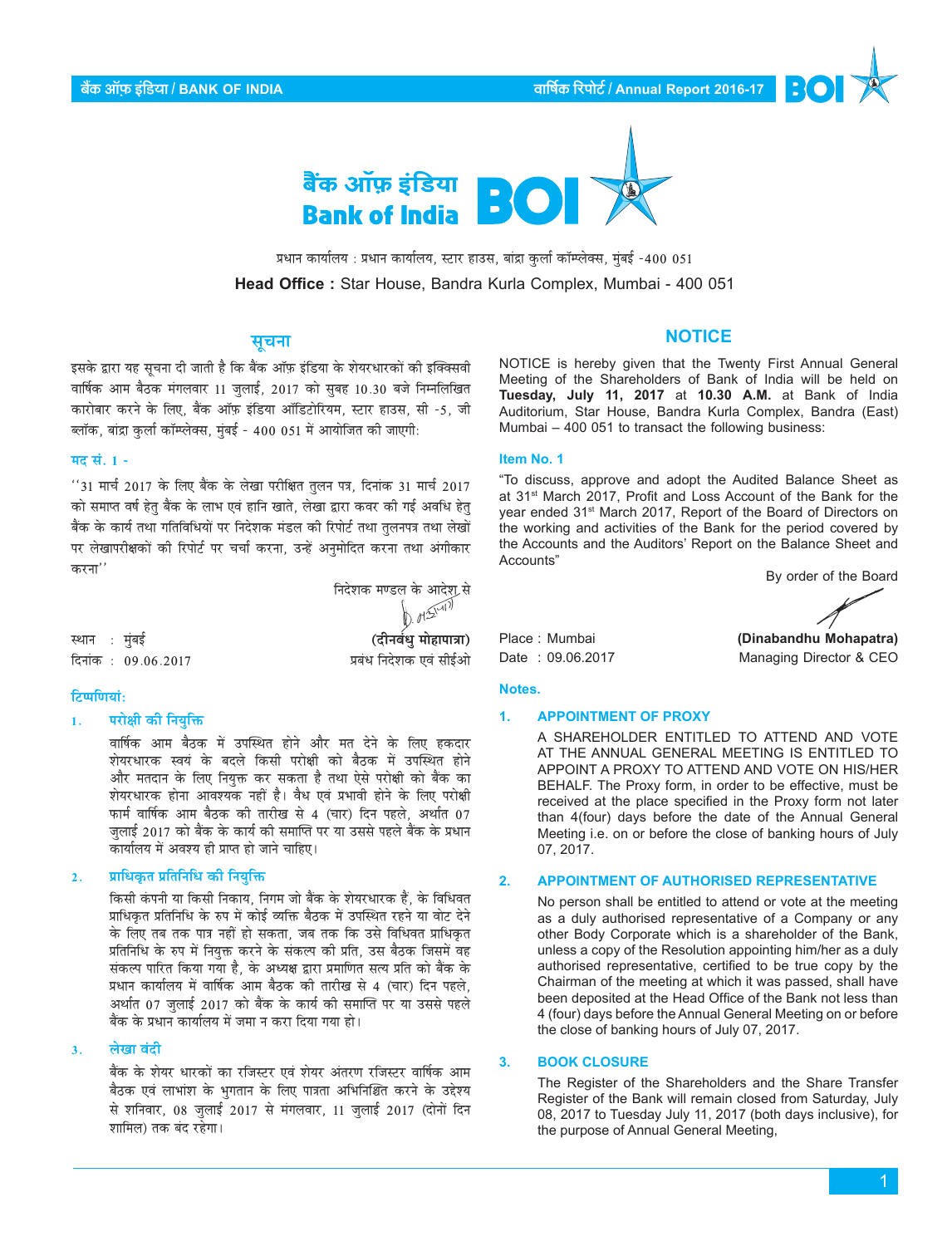# बैंक ऑफ़ इंडिया
# Bank of India

प्रधान कार्यालय : प्रधान कार्यालय, स्टार हाउस, बांद्रा कुर्ला कॉम्प्लेक्स, मुंबई -400 051

**Head Office :** Star House, Bandra Kurla Complex, Mumbai - 400 051

## सूचना

इसके द्वारा यह सूचना दी जाती है कि बैंक ऑफ़ इंडिया के शेयरधारकों की इक्किसवी वार्षिक आम बैठक मंगलवार 11 जुलाई, 2017 को सुबह 10.30 बजे निम्नलिखित कारोबार करने के लिए, बैंक ऑफ़ इंडिया ऑडिटोरियम, स्टार हाउस, सी -5, जी ब्लॉक, बांद्रा कुर्ला कॉम्प्लेक्स, मुंबई - 400 051 में आयोजित की जाएगी:

### मद सं. 1 -

''31 मार्च 2017 के लिए बैंक के लेखा परीक्षित तुलन पत्र, दिनांक 31 मार्च 2017 को समाप्त वर्ष हेतु बैंक के लाभ एवं हानि खाते, लेखा द्वारा कवर की गई अवधि हेतु बैंक के कार्य तथा गतिविधियों पर निदेशक मंडल की रिपोर्ट तथा तुलनपत्र तथा लेखों पर लेखापरीक्षकों की रिपोर्ट पर चर्चा करना, उन्हें अनुमोदित करना तथा अंगीकार करना''

निदेशक मण्डल के आदेश से

**(दीनबंधु मोहापात्रा)**
प्रबंध निदेशक एवं सीईओ

स्थान : मुंबई
दिनांक : 09.06.2017

### टिप्पणियां:

1. **परोक्षी की नियुक्ति**

   वार्षिक आम बैठक में उपस्थित होने और मत देने के लिए हकदार शेयरधारक स्वयं के बदले किसी परोक्षी को बैठक में उपस्थित होने और मतदान के लिए नियुक्त कर सकता है तथा ऐसे परोक्षी को बैंक का शेयरधारक होना आवश्यक नहीं है। वैध एवं प्रभावी होने के लिए परोक्षी फार्म वार्षिक आम बैठक की तारीख से 4 (चार) दिन पहले, अर्थात 07 जुलाई 2017 को बैंक के कार्य की समाप्ति पर या उससे पहले बैंक के प्रधान कार्यालय में अवश्य ही प्राप्त हो जाने चाहिए।

2. **प्राधिकृत प्रतिनिधि की नियुक्ति**

   किसी कंपनी या किसी निकाय, निगम जो बैंक के शेयरधारक हैं, के विधिवत प्राधिकृत प्रतिनिधि के रुप में कोई व्यक्ति बैठक में उपस्थित रहने या वोट देने के लिए तब तक पात्र नहीं हो सकता, जब तक कि उसे विधिवत प्राधिकृत प्रतिनिधि के रुप में नियुक्त करने के संकल्प की प्रति, उस बैठक जिसमें वह संकल्प पारित किया गया है, के अध्यक्ष द्वारा प्रमाणित सत्य प्रति को बैंक के प्रधान कार्यालय में वार्षिक आम बैठक की तारीख से 4 (चार) दिन पहले, अर्थात 07 जुलाई 2017 को बैंक के कार्य की समाप्ति पर या उससे पहले बैंक के प्रधान कार्यालय में जमा न करा दिया गया हो।

3. **लेखा बंदी**

   बैंक के शेयर धारकों का रजिस्टर एवं शेयर अंतरण रजिस्टर वार्षिक आम बैठक एवं लाभांश के भुगतान के लिए पात्रता अभिनिश्चित करने के उद्देश्य से शनिवार, 08 जुलाई 2017 से मंगलवार, 11 जुलाई 2017 (दोनों दिन शामिल) तक बंद रहेगा।

## NOTICE

NOTICE is hereby given that the Twenty First Annual General Meeting of the Shareholders of Bank of India will be held on **Tuesday, July 11, 2017** at **10.30 A.M.** at Bank of India Auditorium, Star House, Bandra Kurla Complex, Bandra (East) Mumbai – 400 051 to transact the following business:

### Item No. 1

"To discuss, approve and adopt the Audited Balance Sheet as at 31st March 2017, Profit and Loss Account of the Bank for the year ended 31st March 2017, Report of the Board of Directors on the working and activities of the Bank for the period covered by the Accounts and the Auditors' Report on the Balance Sheet and Accounts"

By order of the Board

**(Dinabandhu Mohapatra)**
Managing Director & CEO

Place : Mumbai
Date : 09.06.2017

### Notes.

1. **APPOINTMENT OF PROXY**

   A SHAREHOLDER ENTITLED TO ATTEND AND VOTE AT THE ANNUAL GENERAL MEETING IS ENTITLED TO APPOINT A PROXY TO ATTEND AND VOTE ON HIS/HER BEHALF. The Proxy form, in order to be effective, must be received at the place specified in the Proxy form not later than 4(four) days before the date of the Annual General Meeting i.e. on or before the close of banking hours of July 07, 2017.

2. **APPOINTMENT OF AUTHORISED REPRESENTATIVE**

   No person shall be entitled to attend or vote at the meeting as a duly authorised representative of a Company or any other Body Corporate which is a shareholder of the Bank, unless a copy of the Resolution appointing him/her as a duly authorised representative, certified to be true copy by the Chairman of the meeting at which it was passed, shall have been deposited at the Head Office of the Bank not less than 4 (four) days before the Annual General Meeting on or before the close of banking hours of July 07, 2017.

3. **BOOK CLOSURE**

   The Register of the Shareholders and the Share Transfer Register of the Bank will remain closed from Saturday, July 08, 2017 to Tuesday July 11, 2017 (both days inclusive), for the purpose of Annual General Meeting,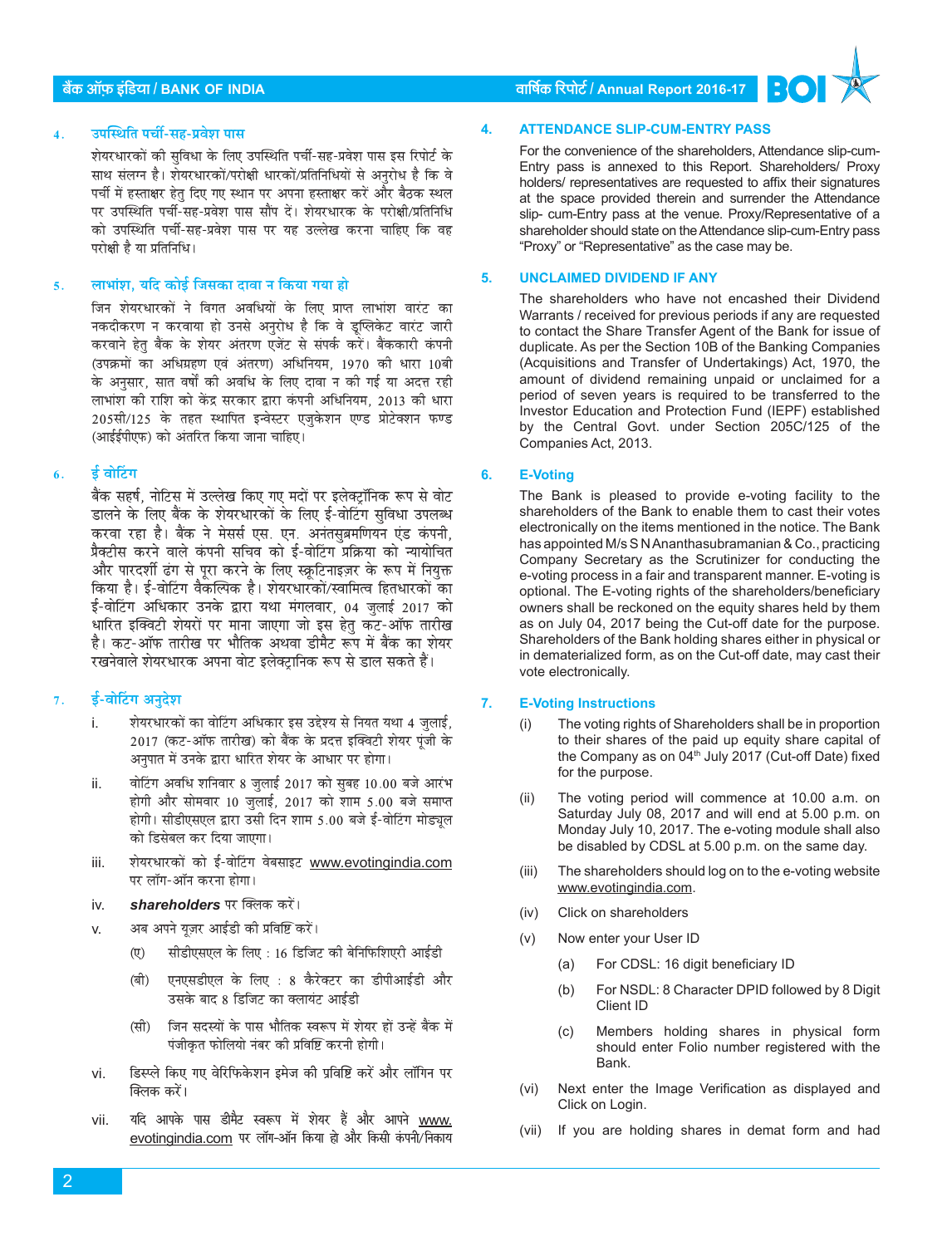## 4. उपस्थिति पर्ची-सह-प्रवेश पास

शेयरधारकों की सुविधा के लिए उपस्थिति पर्ची-सह-प्रवेश पास इस रिपोर्ट के साथ संलग्न है। शेयरधारकों/परोक्षी धारकों/प्रतिनिधियों से अनुरोध है कि वे पर्ची में हस्ताक्षर हेतु दिए गए स्थान पर अपना हस्ताक्षर करें और बैठक स्थल पर उपस्थिति पर्ची-सह-प्रवेश पास सौंप दें। शेयरधारक के परोक्षी/प्रतिनिधि को उपस्थिति पर्ची-सह-प्रवेश पास पर यह उल्लेख करना चाहिए कि वह परोक्षी है या प्रतिनिधि।

## 5. लाभांश, यदि कोई जिसका दावा न किया गया हो

जिन शेयरधारकों ने विगत अवधियों के लिए प्राप्त लाभांश वारंट का नकदीकरण न करवाया हो उनसे अनुरोध है कि वे डुप्लिकेट वारंट जारी करवाने हेतु बैंक के शेयर अंतरण एजेंट से संपर्क करें। बैंककारी कंपनी (उपक्रमों का अधिग्रहण एवं अंतरण) अधिनियम, 1970 की धारा 10बी के अनुसार, सात वर्षों की अवधि के लिए दावा न की गई या अदत्त रही लाभांश की राशि को केंद्र सरकार द्वारा कंपनी अधिनियम, 2013 की धारा 205सी/125 के तहत स्थापित इन्वेस्टर एजुकेशन एण्ड प्रोटेक्शन फण्ड (आईईपीएफ) को अंतरित किया जाना चाहिए।

## 6. ई वोटिंग

बैंक सहर्ष, नोटिस में उल्लेख किए गए मदों पर इलेक्ट्रॉनिक रूप से वोट डालने के लिए बैंक के शेयरधारकों के लिए ई-वोटिंग सुविधा उपलब्ध करवा रहा है। बैंक ने मेसर्स एस. एन. अनंतसुब्रमणियन एंड कंपनी, प्रैक्टिस करने वाले कंपनी सचिव को ई-वोटिंग प्रक्रिया को न्यायोचित और पारदर्शी ढंग से पूरा करने के लिए स्क्रूटिनाइज़र के रूप में नियुक्त किया है। ई-वोटिंग वैकल्पिक है। शेयरधारकों/स्वामित्व हितधारकों का ई-वोटिंग अधिकार उनके द्वारा यथा मंगलवार, 04 जुलाई 2017 को धारित इक्विटी शेयरों पर माना जाएगा जो इस हेतु कट-ऑफ तारीख है। कट-ऑफ तारीख पर भौतिक अथवा डीमैट रूप में बैंक का शेयर रखनेवाले शेयरधारक अपना वोट इलेक्ट्रानिक रूप से डाल सकते हैं।

## 7. ई-वोटिंग अनुदेश

i. शेयरधारकों का वोटिंग अधिकार इस उद्देश्य से नियत यथा 4 जुलाई, 2017 (कट-ऑफ तारीख) को बैंक के प्रदत्त इक्विटी शेयर पूंजी के अनुपात में उनके द्वारा धारित शेयर के आधार पर होगा।

ii. वोटिंग अवधि शनिवार 8 जुलाई 2017 को सुबह 10.00 बजे आरंभ होगी और सोमवार 10 जुलाई, 2017 को शाम 5.00 बजे समाप्त होगी। सीडीएसएल द्वारा उसी दिन शाम 5.00 बजे ई-वोटिंग मोड्यूल को डिसेबल कर दिया जाएगा।

iii. शेयरधारकों को ई-वोटिंग वेबसाइट www.evotingindia.com पर लॉग-ऑन करना होगा।

iv. ***shareholders*** पर क्लिक करें।

v. अब अपने यूज़र आईडी की प्रविष्टि करें।

   (ए) सीडीएसएल के लिए : 16 डिजिट की बेनिफिशिएरी आईडी

   (बी) एनएसडीएल के लिए : 8 कैरेक्टर का डीपीआईडी और उसके बाद 8 डिजिट का क्लायंट आईडी

   (सी) जिन सदस्यों के पास भौतिक स्वरूप में शेयर हों उन्हें बैंक में पंजीकृत फोलियो नंबर की प्रविष्टि करनी होगी।

vi. डिस्प्ले किए गए वेरिफिकेशन इमेज की प्रविष्टि करें और लॉगिन पर क्लिक करें।

vii. यदि आपके पास डीमैट स्वरूप में शेयर हैं और आपने www.evotingindia.com पर लॉग-ऑन किया हो और किसी कंपनी/निकाय

## 4. ATTENDANCE SLIP-CUM-ENTRY PASS

For the convenience of the shareholders, Attendance slip-cum-Entry pass is annexed to this Report. Shareholders/ Proxy holders/ representatives are requested to affix their signatures at the space provided therein and surrender the Attendance slip- cum-Entry pass at the venue. Proxy/Representative of a shareholder should state on the Attendance slip-cum-Entry pass "Proxy" or "Representative" as the case may be.

## 5. UNCLAIMED DIVIDEND IF ANY

The shareholders who have not encashed their Dividend Warrants / received for previous periods if any are requested to contact the Share Transfer Agent of the Bank for issue of duplicate. As per the Section 10B of the Banking Companies (Acquisitions and Transfer of Undertakings) Act, 1970, the amount of dividend remaining unpaid or unclaimed for a period of seven years is required to be transferred to the Investor Education and Protection Fund (IEPF) established by the Central Govt. under Section 205C/125 of the Companies Act, 2013.

## 6. E-Voting

The Bank is pleased to provide e-voting facility to the shareholders of the Bank to enable them to cast their votes electronically on the items mentioned in the notice. The Bank has appointed M/s S N Ananthasubramanian & Co., practicing Company Secretary as the Scrutinizer for conducting the e-voting process in a fair and transparent manner. E-voting is optional. The E-voting rights of the shareholders/beneficiary owners shall be reckoned on the equity shares held by them as on July 04, 2017 being the Cut-off date for the purpose. Shareholders of the Bank holding shares either in physical or in dematerialized form, as on the Cut-off date, may cast their vote electronically.

## 7. E-Voting Instructions

(i) The voting rights of Shareholders shall be in proportion to their shares of the paid up equity share capital of the Company as on 04th July 2017 (Cut-off Date) fixed for the purpose.

(ii) The voting period will commence at 10.00 a.m. on Saturday July 08, 2017 and will end at 5.00 p.m. on Monday July 10, 2017. The e-voting module shall also be disabled by CDSL at 5.00 p.m. on the same day.

(iii) The shareholders should log on to the e-voting website www.evotingindia.com.

(iv) Click on shareholders

(v) Now enter your User ID

   (a) For CDSL: 16 digit beneficiary ID

   (b) For NSDL: 8 Character DPID followed by 8 Digit Client ID

   (c) Members holding shares in physical form should enter Folio number registered with the Bank.

(vi) Next enter the Image Verification as displayed and Click on Login.

(vii) If you are holding shares in demat form and had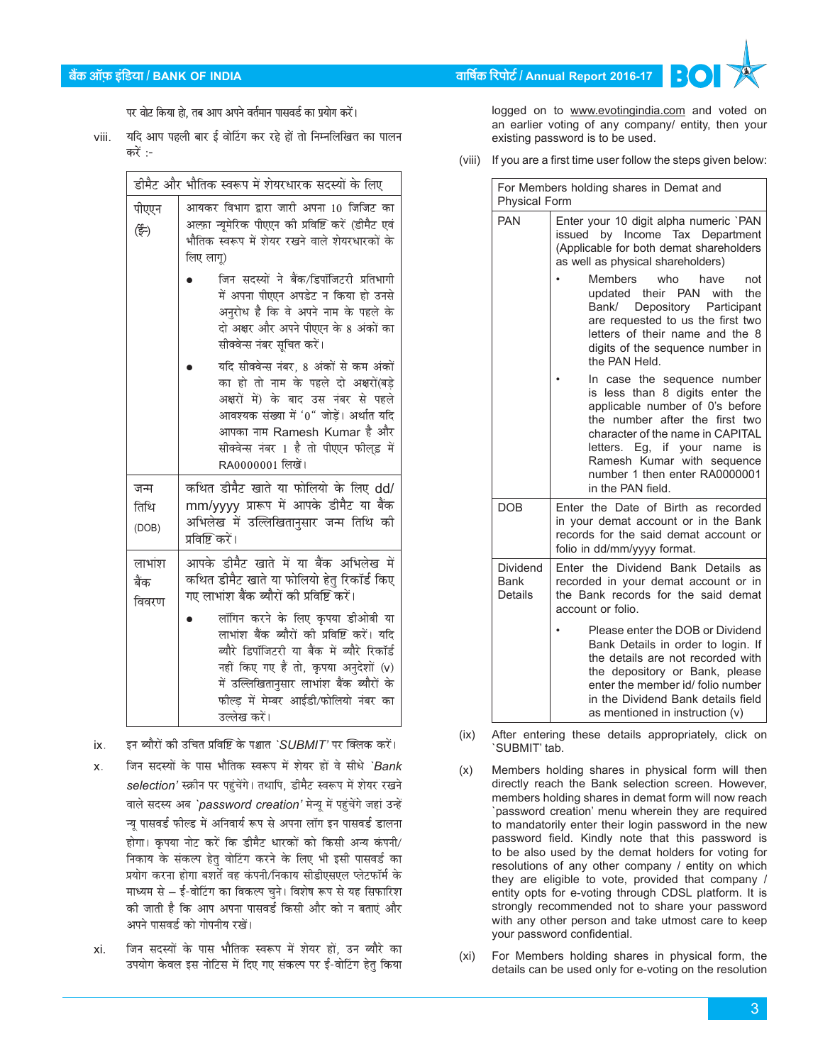पर वोट किया हो, तब आप अपने वर्तमान पासवर्ड का प्रयोग करें।

viii. यदि आप पहली बार ई वोटिंग कर रहे हों तो निम्नलिखित का पालन करें :-

| डीमैट और भौतिक स्वरूप में शेयरधारक सदस्यों के लिए | |
|---|---|
| पीएएन (ईं) | आयकर विभाग द्वारा जारी अपना 10 जिजिट का अल्फा न्यूमेरिक पीएएन की प्रविष्टि करें (डीमैट एवं भौतिक स्वरूप में शेयर रखने वाले शेयरधारकों के लिए लागू) <br>● जिन सदस्यों ने बैंक/डिपॉजिटरी प्रतिभागी में अपना पीएएन अपडेट न किया हो उनसे अनुरोध है कि वे अपने नाम के पहले के दो अक्षर और अपने पीएएन के 8 अंकों का सीक्वेन्स नंबर सूचित करें। <br>● यदि सीक्वेन्स नंबर, 8 अंकों से कम अंकों का हो तो नाम के पहले दो अक्षरों(बड़े अक्षरों में) के बाद उस नंबर से पहले आवश्यक संख्या में '0" जोड़ें। अर्थात यदि आपका नाम Ramesh Kumar है और सीक्वेन्स नंबर 1 है तो पीएएन फील्ड में RA0000001 लिखें। |
| जन्म तिथि (DOB) | कथित डीमैट खाते या फोलियो के लिए dd/mm/yyyy प्रारूप में आपके डीमैट या बैंक अभिलेख में उल्लिखितानुसार जन्म तिथि की प्रविष्टि करें। |
| लाभांश बैंक विवरण | आपके डीमैट खाते में या बैंक अभिलेख में कथित डीमैट खाते या फोलियो हेतु रिकॉर्ड किए गए लाभांश बैंक ब्यौरों की प्रविष्टि करें। <br>● लॉगिन करने के लिए कृपया डीओबी या लाभांश बैंक ब्यौरों की प्रविष्टि करें। यदि ब्यौरे डिपॉजिटरी या बैंक में ब्यौरे रिकॉर्ड नहीं किए गए हैं तो, कृपया अनुदेशों (v) में उल्लिखितानुसार लाभांश बैंक ब्यौरों के फील्ड में मेम्बर आईडी/फोलियो नंबर का उल्लेख करें। |

ix. इन ब्यौरों की उचित प्रविष्टि के पश्चात *'SUBMIT'* पर क्लिक करें।

x. जिन सदस्यों के पास भौतिक स्वरूप में शेयर हों वे सीधे *'Bank selection'* स्क्रीन पर पहुंचेंगे। तथापि, डीमैट स्वरूप में शेयर रखने वाले सदस्य अब *'password creation'* मेन्यू में पहुंचेंगे जहां उन्हें न्यू पासवर्ड फील्ड में अनिवार्य रूप से अपना लॉग इन पासवर्ड डालना होगा। कृपया नोट करें कि डीमैट धारकों को किसी अन्य कंपनी/निकाय के संकल्प हेतु वोटिंग करने के लिए भी इसी पासवर्ड का प्रयोग करना होगा बशर्ते वह कंपनी/निकाय सीडीएसएल प्लेटफॉर्म के माध्यम से – ई-वोटिंग का विकल्प चुने। विशेष रूप से यह सिफारिश की जाती है कि आप अपना पासवर्ड किसी और को न बताएं और अपने पासवर्ड को गोपनीय रखें।

xi. जिन सदस्यों के पास भौतिक स्वरूप में शेयर हों, उन ब्यौरे का उपयोग केवल इस नोटिस में दिए गए संकल्प पर ई-वोटिंग हेतु किया

logged on to www.evotingindia.com and voted on an earlier voting of any company/ entity, then your existing password is to be used.

(viii) If you are a first time user follow the steps given below:

| For Members holding shares in Demat and Physical Form | |
|---|---|
| PAN | Enter your 10 digit alpha numeric `PAN issued by Income Tax Department (Applicable for both demat shareholders as well as physical shareholders) <br>• Members who have not updated their PAN with the Bank/ Depository Participant are requested to us the first two letters of their name and the 8 digits of the sequence number in the PAN Held. <br>• In case the sequence number is less than 8 digits enter the applicable number of 0's before the number after the first two character of the name in CAPITAL letters. Eg, if your name is Ramesh Kumar with sequence number 1 then enter RA0000001 in the PAN field. |
| DOB | Enter the Date of Birth as recorded in your demat account or in the Bank records for the said demat account or folio in dd/mm/yyyy format. |
| Dividend Bank Details | Enter the Dividend Bank Details as recorded in your demat account or in the Bank records for the said demat account or folio. <br>• Please enter the DOB or Dividend Bank Details in order to login. If the details are not recorded with the depository or Bank, please enter the member id/ folio number in the Dividend Bank details field as mentioned in instruction (v) |

(ix) After entering these details appropriately, click on `SUBMIT' tab.

(x) Members holding shares in physical form will then directly reach the Bank selection screen. However, members holding shares in demat form will now reach `password creation' menu wherein they are required to mandatorily enter their login password in the new password field. Kindly note that this password is to be also used by the demat holders for voting for resolutions of any other company / entity on which they are eligible to vote, provided that company / entity opts for e-voting through CDSL platform. It is strongly recommended not to share your password with any other person and take utmost care to keep your password confidential.

(xi) For Members holding shares in physical form, the details can be used only for e-voting on the resolution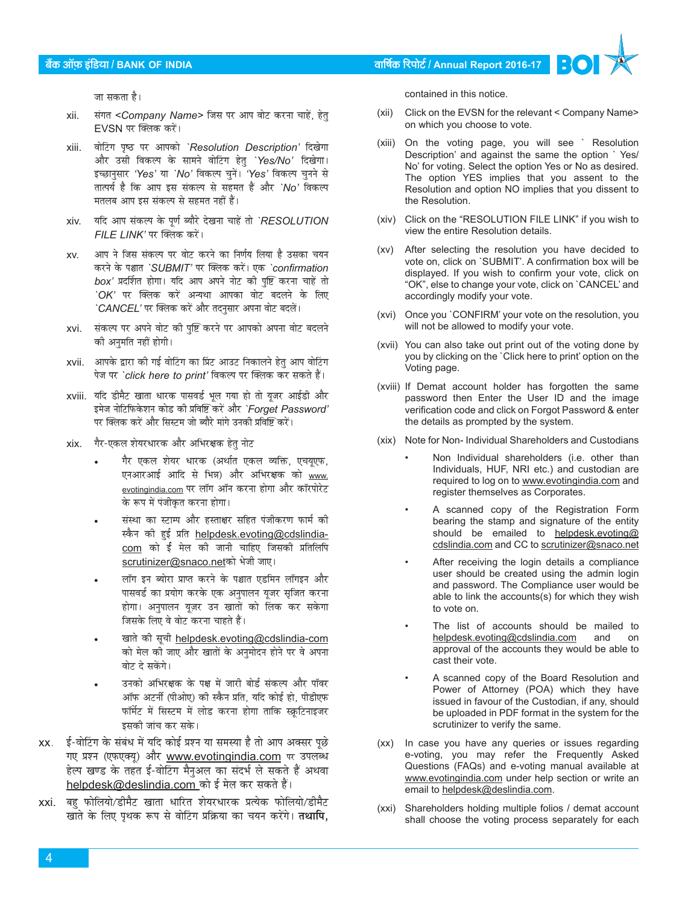जा सकता है।

xii. संगत <*Company Name*> जिस पर आप वोट करना चाहें, हेतु EVSN पर क्लिक करें।

xiii. वोटिंग पृष्ठ पर आपको `*Resolution Description*' दिखेगा और उसी विकल्प के सामने वोटिंग हेतु `*Yes/No*' दिखेगा। इच्छानुसार '*Yes*' या `*No*' विकल्प चुनें। '*Yes*' विकल्प चुनने से तात्पर्य है कि आप इस संकल्प से सहमत हैं और `*No*' विकल्प मतलब आप इस संकल्प से सहमत नहीं हैं।

xiv. यदि आप संकल्प के पूर्ण ब्यौरे देखना चाहें तो `*RESOLUTION FILE LINK*' पर क्लिक करें।

xv. आप ने जिस संकल्प पर वोट करने का निर्णय लिया है उसका चयन करने के पश्चात `*SUBMIT*' पर क्लिक करें। एक `*confirmation box*' प्रदर्शित होगा। यदि आप अपने नोट की पुष्टि करना चाहें तो `*OK*' पर क्लिक करें अन्यथा आपका वोट बदलने के लिए `*CANCEL*' पर क्लिक करें और तदनुसार अपना वोट बदलें।

xvi. संकल्प पर अपने वोट की पुष्टि करने पर आपको अपना वोट बदलने की अनुमति नहीं होगी।

xvii. आपके द्वारा की गई वोटिंग का प्रिंट आउट निकालने हेतु आप वोटिंग पेज पर `*click here to print*' विकल्प पर क्लिक कर सकते हैं।

xviii. यदि डीमैट खाता धारक पासवर्ड भूल गया हो तो यूजर आईडी और इमेज नोटिफिकेशन कोड की प्रविष्टि करें और `*Forget Password*' पर क्लिक करें और सिस्टम जो ब्यौरे मांगे उनकी प्रविष्टि करें।

xix. गैर-एकल शेयरधारक और अभिरक्षक हेतु नोट

- गैर एकल शेयर धारक (अर्थात एकल व्यक्ति, एचयूएफ, एनआरआई आदि से भिन्न) और अभिरक्षक को www.evotingindia.com पर लॉग ऑन करना होगा और कॉरपोरेट के रूप में पंजीकृत करना होगा।
- संस्था का स्टाम्प और हस्ताक्षर सहित पंजीकरण फार्म की स्कैन की हुई प्रति helpdesk.evoting@cdslindia-com को ई मेल की जानी चाहिए जिसकी प्रतिलिपि scrutinizer@snaco.netको भेजी जाए।
- लॉग इन ब्योरा प्राप्त करने के पश्चात एडमिन लॉगइन और पासवर्ड का प्रयोग करके एक अनुपालन यूजर सृजित करना होगा। अनुपालन यूज़र उन खातों को लिंक कर सकेगा जिसके लिए वे वोट करना चाहते हैं।
- खाते की सूची helpdesk.evoting@cdslindia-com को मेल की जाए और खातों के अनुमोदन होने पर वे अपना वोट दे सकेंगे।
- उनको अभिरक्षक के पक्ष में जारी बोर्ड संकल्प और पॉवर ऑफ अटर्नी (पीओए) की स्कैन प्रति, यदि कोई हो, पीडीएफ फॉर्मेट में सिस्टम में लोड करना होगा ताकि स्क्रूटिनाइजर इसकी जांच कर सके।

xx. ई-वोटिंग के संबंध में यदि कोई प्रश्न या समस्या है तो आप अक्सर पूछे गए प्रश्न (एफएक्यू) और www.evotingindia.com पर उपलब्ध हेल्प खण्ड के तहत ई-वोटिंग मैनुअल का संदर्भ ले सकते हैं अथवा helpdesk@deslindia.com को ई मेल कर सकते हैं।

xxi. बहु फोलियो/डीमैट खाता धारित शेयरधारक प्रत्येक फोलियो/डीमैट खाते के लिए पृथक रूप से वोटिंग प्रक्रिया का चयन करेंगे। **तथापि,**

contained in this notice.

(xii) Click on the EVSN for the relevant < Company Name> on which you choose to vote.

(xiii) On the voting page, you will see ` Resolution Description' and against the same the option ` Yes/ No' for voting. Select the option Yes or No as desired. The option YES implies that you assent to the Resolution and option NO implies that you dissent to the Resolution.

(xiv) Click on the "RESOLUTION FILE LINK" if you wish to view the entire Resolution details.

(xv) After selecting the resolution you have decided to vote on, click on `SUBMIT'. A confirmation box will be displayed. If you wish to confirm your vote, click on "OK", else to change your vote, click on `CANCEL' and accordingly modify your vote.

(xvi) Once you `CONFIRM' your vote on the resolution, you will not be allowed to modify your vote.

(xvii) You can also take out print out of the voting done by you by clicking on the `Click here to print' option on the Voting page.

(xviii) If Demat account holder has forgotten the same password then Enter the User ID and the image verification code and click on Forgot Password & enter the details as prompted by the system.

(xix) Note for Non- Individual Shareholders and Custodians

- Non Individual shareholders (i.e. other than Individuals, HUF, NRI etc.) and custodian are required to log on to www.evotingindia.com and register themselves as Corporates.
- A scanned copy of the Registration Form bearing the stamp and signature of the entity should be emailed to helpdesk.evoting@cdslindia.com and CC to scrutinizer@snaco.net
- After receiving the login details a compliance user should be created using the admin login and password. The Compliance user would be able to link the accounts(s) for which they wish to vote on.
- The list of accounts should be mailed to helpdesk.evoting@cdslindia.com and on approval of the accounts they would be able to cast their vote.
- A scanned copy of the Board Resolution and Power of Attorney (POA) which they have issued in favour of the Custodian, if any, should be uploaded in PDF format in the system for the scrutinizer to verify the same.

(xx) In case you have any queries or issues regarding e-voting, you may refer the Frequently Asked Questions (FAQs) and e-voting manual available at www.evotingindia.com under help section or write an email to helpdesk@deslindia.com.

(xxi) Shareholders holding multiple folios / demat account shall choose the voting process separately for each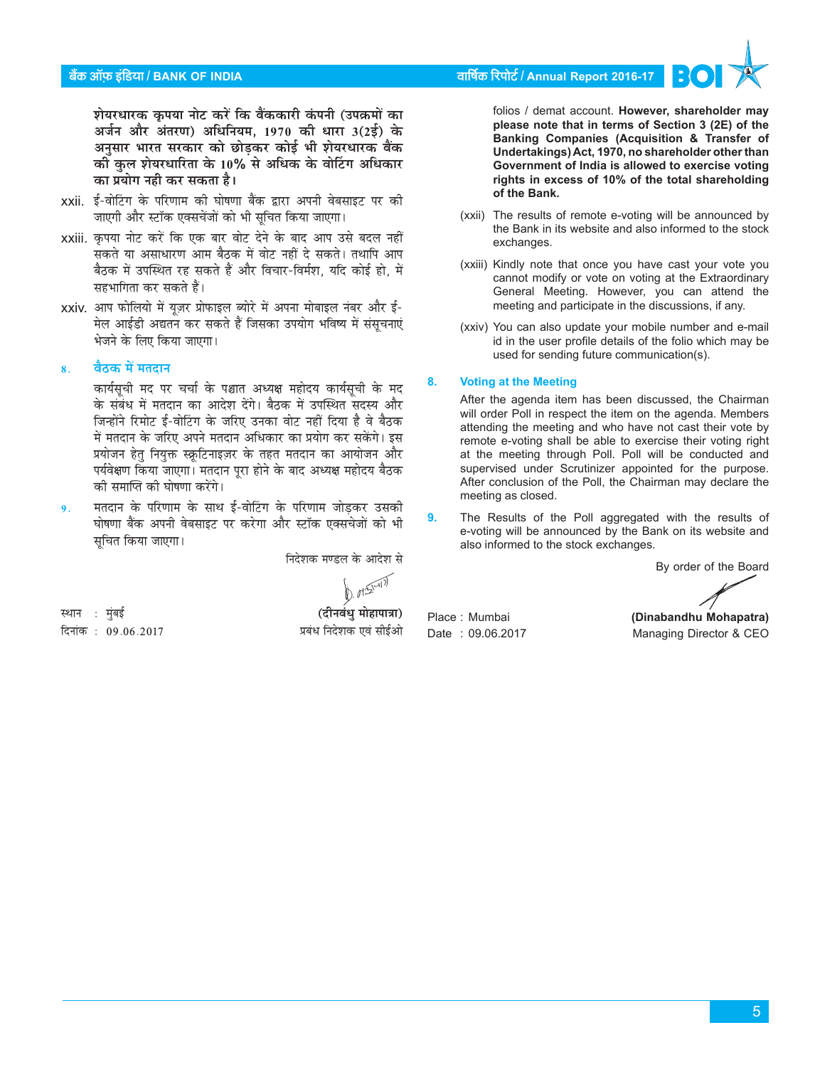**शेयरधारक कृपया नोट करें कि बैंककारी कंपनी (उपक्रमों का अर्जन और अंतरण) अधिनियम, 1970 की धारा 3(2ई) के अनुसार भारत सरकार को छोड़कर कोई भी शेयरधारक बैंक की कुल शेयरधारिता के 10% से अधिक के वोटिंग अधिकार का प्रयोग नही कर सकता है।**

xxii. ई-वोटिंग के परिणाम की घोषणा बैंक द्वारा अपनी वेबसाइट पर की जाएगी और स्टॉक एक्सचेंजों को भी सूचित किया जाएगा।

xxiii. कृपया नोट करें कि एक बार वोट देने के बाद आप उसे बदल नहीं सकते या असाधारण आम बैठक में वोट नहीं दे सकते। तथापि आप बैठक में उपस्थित रह सकते हैं और विचार-विर्मश, यदि कोई हो, में सहभागिता कर सकते हैं।

xxiv. आप फोलियो में यूज़र प्रोफाइल ब्योरे में अपना मोबाइल नंबर और ई-मेल आईडी अद्यतन कर सकते हैं जिसका उपयोग भविष्य में संसूचनाएं भेजने के लिए किया जाएगा।

### 8. बैठक में मतदान

कार्यसूची मद पर चर्चा के पश्चात अध्यक्ष महोदय कार्यसूची के मद के संबंध में मतदान का आदेश देंगे। बैठक में उपस्थित सदस्य और जिन्होंने रिमोट ई-वोटिंग के जरिए उनका वोट नहीं दिया है वे बैठक में मतदान के जरिए अपने मतदान अधिकार का प्रयोग कर सकेंगे। इस प्रयोजन हेतु नियुक्त स्क्रूटिनाइज़र के तहत मतदान का आयोजन और पर्यवेक्षण किया जाएगा। मतदान पूरा होने के बाद अध्यक्ष महोदय बैठक की समाप्ति की घोषणा करेंगे।

9. मतदान के परिणाम के साथ ई-वोटिंग के परिणाम जोड़कर उसकी घोषणा बैंक अपनी वेबसाइट पर करेगा और स्टॉक एक्सचेंजों को भी सूचित किया जाएगा।

निदेशक मण्डल के आदेश से

**(दीनबंधु मोहापात्रा)**
प्रबंध निदेशक एवं सीईओ

स्थान : मुंबई
दिनांक : 09.06.2017

folios / demat account. **However, shareholder may please note that in terms of Section 3 (2E) of the Banking Companies (Acquisition & Transfer of Undertakings) Act, 1970, no shareholder other than Government of India is allowed to exercise voting rights in excess of 10% of the total shareholding of the Bank.**

(xxii) The results of remote e-voting will be announced by the Bank in its website and also informed to the stock exchanges.

(xxiii) Kindly note that once you have cast your vote you cannot modify or vote on voting at the Extraordinary General Meeting. However, you can attend the meeting and participate in the discussions, if any.

(xxiv) You can also update your mobile number and e-mail id in the user profile details of the folio which may be used for sending future communication(s).

### 8. Voting at the Meeting

After the agenda item has been discussed, the Chairman will order Poll in respect the item on the agenda. Members attending the meeting and who have not cast their vote by remote e-voting shall be able to exercise their voting right at the meeting through Poll. Poll will be conducted and supervised under Scrutinizer appointed for the purpose. After conclusion of the Poll, the Chairman may declare the meeting as closed.

9. The Results of the Poll aggregated with the results of e-voting will be announced by the Bank on its website and also informed to the stock exchanges.

By order of the Board

**(Dinabandhu Mohapatra)**
Managing Director & CEO

Place : Mumbai
Date : 09.06.2017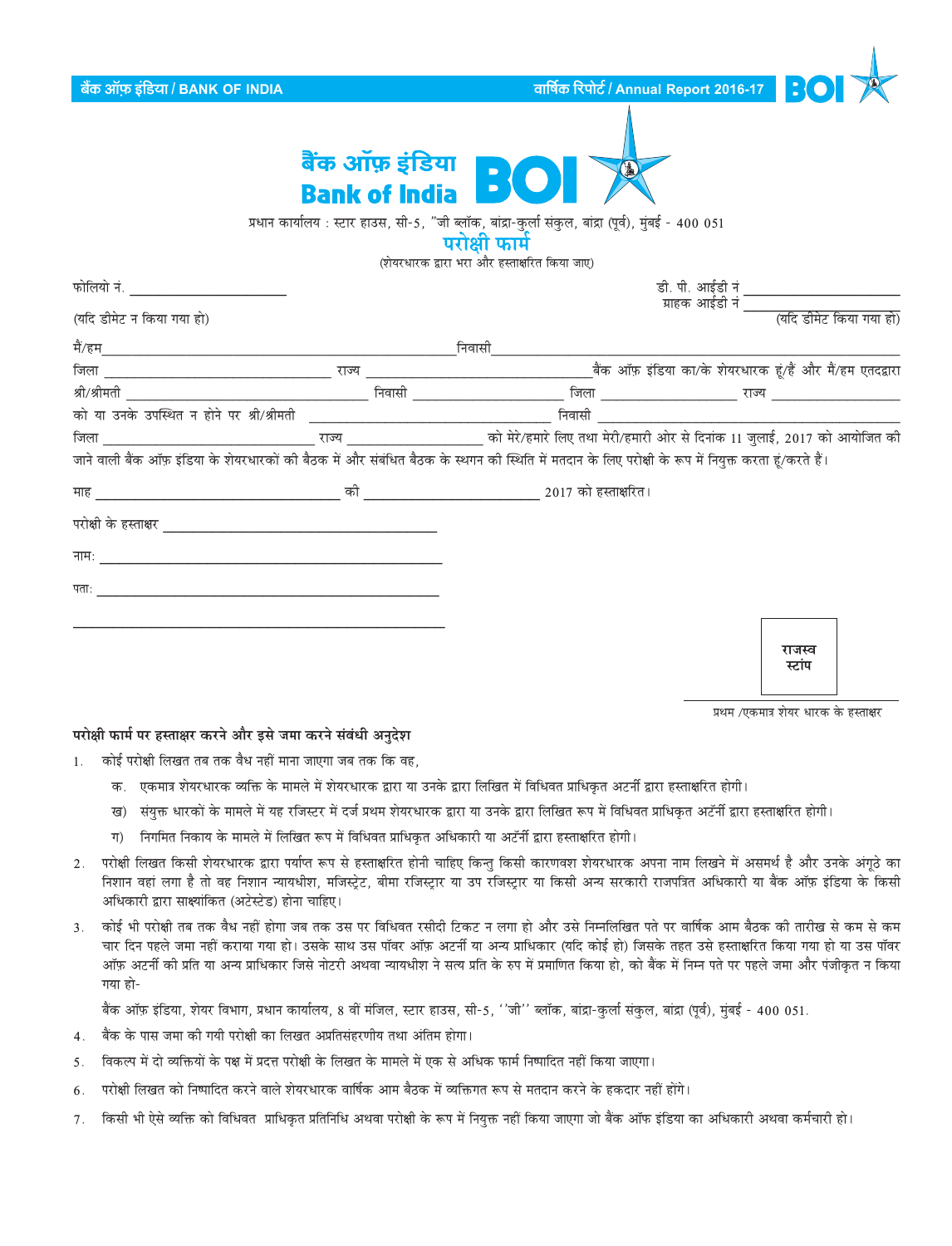# बैंक ऑफ़ इंडिया
# Bank of India

प्रधान कार्यालय : स्टार हाउस, सी-5, "जी ब्लॉक, बांद्रा-कुर्ला संकुल, बांद्रा (पूर्व), मुंबई - 400 051

## परोक्षी फार्म

(शेयरधारक द्वारा भरा और हस्ताक्षरित किया जाए)

फोलियो नं. ______________________ (यदि डीमेट न किया गया हो)

डी. पी. आईडी नं ______________________
ग्राहक आईडी नं ______________________ (यदि डीमेट किया गया हो)

मैं/हम ______________________ निवासी ______________________ जिला ______________________ राज्य ______________________ बैंक ऑफ़ इंडिया का/के शेयरधारक हूं/हैं और मैं/हम एतदद्वारा श्री/श्रीमती ______________________ निवासी ______________________ जिला ______________________ राज्य ______________________ को या उनके उपस्थित न होने पर श्री/श्रीमती ______________________ निवासी ______________________ जिला ______________________ राज्य ______________________ को मेरे/हमारे लिए तथा मेरी/हमारी ओर से दिनांक 11 जुलाई, 2017 को आयोजित की जाने वाली बैंक ऑफ़ इंडिया के शेयरधारकों की बैठक में और संबंधित बैठक के स्थगन की स्थिति में मतदान के लिए परोक्षी के रूप में नियुक्त करता हू/करते हैं।

माह ______________________ की ______________________ 2017 को हस्ताक्षरित।

परोक्षी के हस्ताक्षर ______________________

नाम: ______________________

पता: ______________________

______________________

राजस्व स्टांप

प्रथम /एकमात्र शेयर धारक के हस्ताक्षर

**परोक्षी फार्म पर हस्ताक्षर करने और इसे जमा करने संबंधी अनुदेश**

1. कोई परोक्षी लिखत तब तक वैध नहीं माना जाएगा जब तक कि वह,
   - क. एकमात्र शेयरधारक व्यक्ति के मामले में शेयरधारक द्वारा या उनके द्वारा लिखित में विधिवत प्राधिकृत अटर्नी द्वारा हस्ताक्षरित होगी।
   - ख) संयुक्त धारकों के मामले में यह रजिस्टर में दर्ज प्रथम शेयरधारक द्वारा या उनके द्वारा लिखित रूप में विधिवत प्राधिकृत अर्टनी द्वारा हस्ताक्षरित होगी।
   - ग) निगमित निकाय के मामले में लिखित रूप में विधिवत प्राधिकृत अधिकारी या अटॅर्नी द्वारा हस्ताक्षरित होगी।
2. परोक्षी लिखत किसी शेयरधारक द्वारा पर्याप्त रूप से हस्ताक्षरित होनी चाहिए किन्तु किसी कारणवश शेयरधारक अपना नाम लिखने में असमर्थ है और उनके अंगूठे का निशान वहां लगा है तो वह निशान न्यायधीश, मजिस्ट्रेट, बीमा रजिस्ट्रार या उप रजिस्ट्रार या किसी अन्य सरकारी राजपत्रित अधिकारी या बैंक ऑफ़ इंडिया के किसी अधिकारी द्वारा साक्ष्यांकित (अटेस्टेड) होना चाहिए।
3. कोई भी परोक्षी तब तक वैध नहीं होगा जब तक उस पर विधिवत रसीदी टिकट न लगा हो और उसे निम्नलिखित पते पर वार्षिक आम बैठक की तारीख से कम से कम चार दिन पहले जमा नहीं कराया गया हो। उसके साथ उस पॉवर ऑफ़ अटर्नी या अन्य प्राधिकार (यदि कोई हो) जिसके तहत उसे हस्ताक्षरित किया गया हो या उस पॉवर ऑफ़ अटर्नी की प्रति या अन्य प्राधिकार जिसे नोटरी अथवा न्यायधीश ने सत्य प्रति के रुप में प्रमाणित किया हो, को बैंक में निम्न पते पर पहले जमा और पंजीकृत न किया गया हो-

   बैंक ऑफ़ इंडिया, शेयर विभाग, प्रधान कार्यालय, 8 वीं मंजिल, स्टार हाउस, सी-5, ''जी'' ब्लॉक, बांद्रा-कुर्ला संकुल, बांद्रा (पूर्व), मुंबई - 400 051.
4. बैंक के पास जमा की गयी परोक्षी का लिखत अप्रतिसंहरणीय तथा अंतिम होगा।
5. विकल्प में दो व्यक्तियों के पक्ष में प्रदत्त परोक्षी के लिखत के मामले में एक से अधिक फार्म निष्पादित नहीं किया जाएगा।
6. परोक्षी लिखत को निष्पादित करने वाले शेयरधारक वार्षिक आम बैठक में व्यक्तिगत रूप से मतदान के हकदार नहीं होंगे।
7. किसी भी ऐसे व्यक्ति को विधिवत प्राधिकृत प्रतिनिधि अथवा परोक्षी के रूप में नियुक्त नहीं किया जाएगा जो बैंक ऑफ़ इंडिया का अधिकारी अथवा कर्मचारी हो।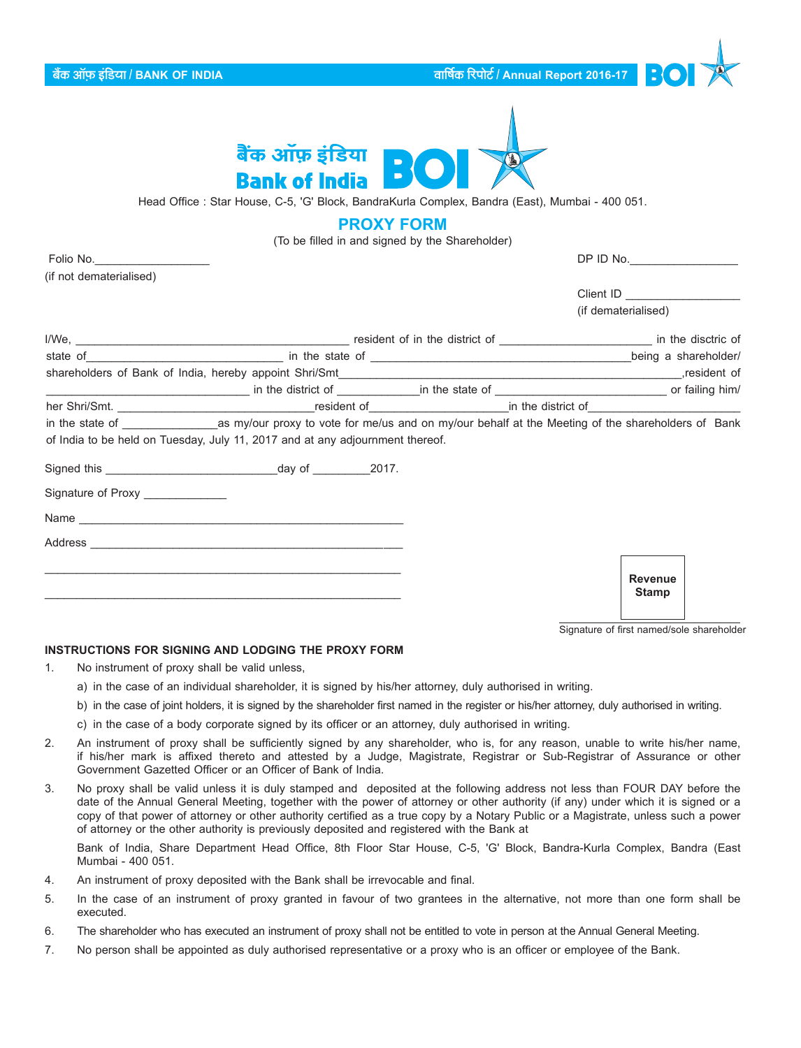बैंक ऑफ़ इंडिया
Bank of India

Head Office : Star House, C-5, 'G' Block, BandraKurla Complex, Bandra (East), Mumbai - 400 051.

# PROXY FORM

(To be filled in and signed by the Shareholder)

Folio No.__________________
(if not dematerialised)

DP ID No.________________

Client ID _________________
(if dematerialised)

I/We, ________________________________________ resident of in the district of _______________________ in the disctric of state of____________________________ in the state of ______________________________________being a shareholder/ shareholders of Bank of India, hereby appoint Shri/Smt_______________________________________________,resident of ____________________________ in the district of ____________in the state of ________________________ or failing him/ her Shri/Smt. _______________________________resident of___________________in the district of______________________ in the state of ______________as my/our proxy to vote for me/us and on my/our behalf at the Meeting of the shareholders of Bank of India to be held on Tuesday, July 11, 2017 and at any adjournment thereof.

Signed this __________________________day of _________2017.

Signature of Proxy _____________

Name ____________________________________________________

Address __________________________________________________

__________________________________________________________

__________________________________________________________

Revenue Stamp

Signature of first named/sole shareholder

## INSTRUCTIONS FOR SIGNING AND LODGING THE PROXY FORM

1. No instrument of proxy shall be valid unless,
   a) in the case of an individual shareholder, it is signed by his/her attorney, duly authorised in writing.
   b) in the case of joint holders, it is signed by the shareholder first named in the register or his/her attorney, duly authorised in writing.
   c) in the case of a body corporate signed by its officer or an attorney, duly authorised in writing.
2. An instrument of proxy shall be sufficiently signed by any shareholder, who is, for any reason, unable to write his/her name, if his/her mark is affixed thereto and attested by a Judge, Magistrate, Registrar or Sub-Registrar of Assurance or other Government Gazetted Officer or an Officer of Bank of India.
3. No proxy shall be valid unless it is duly stamped and deposited at the following address not less than FOUR DAY before the date of the Annual General Meeting, together with the power of attorney or other authority (if any) under which it is signed or a copy of that power of attorney or other authority certified as a true copy by a Notary Public or a Magistrate, unless such a power of attorney or the other authority is previously deposited and registered with the Bank at

   Bank of India, Share Department Head Office, 8th Floor Star House, C-5, 'G' Block, Bandra-Kurla Complex, Bandra (East Mumbai - 400 051.
4. An instrument of proxy deposited with the Bank shall be irrevocable and final.
5. In the case of an instrument of proxy granted in favour of two grantees in the alternative, not more than one form shall be executed.
6. The shareholder who has executed an instrument of proxy shall not be entitled to vote in person at the Annual General Meeting.
7. No person shall be appointed as duly authorised representative or a proxy who is an officer or employee of the Bank.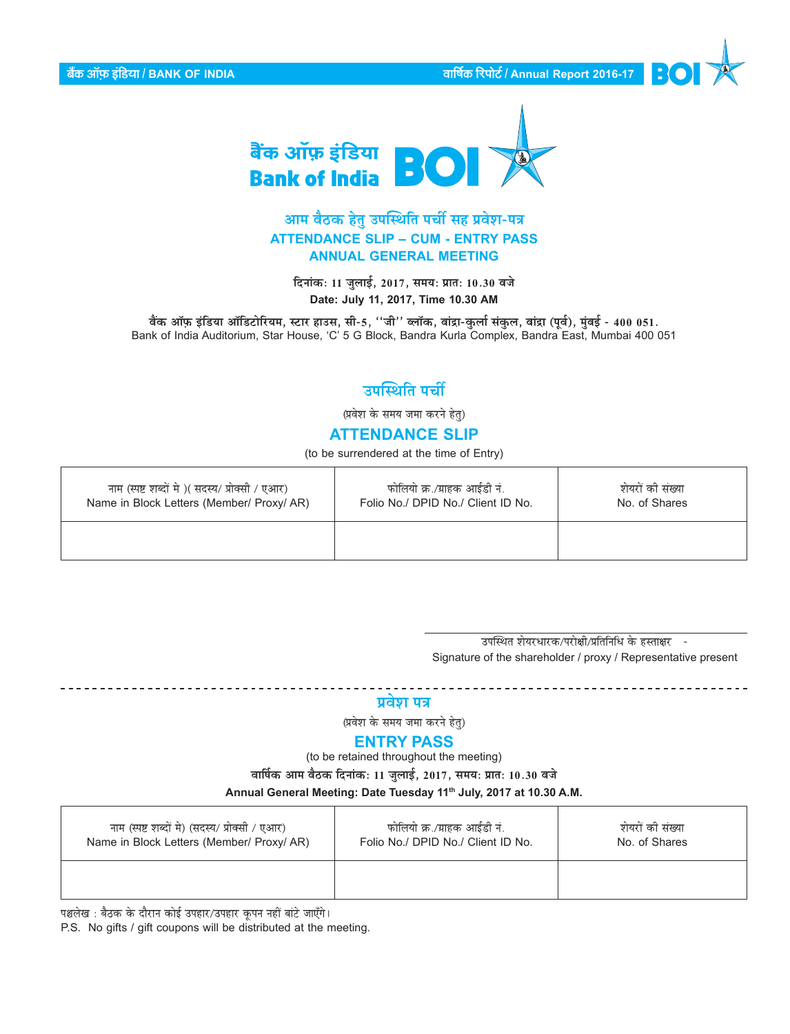बैंक ऑफ़ इंडिया
Bank of India

## आम बैठक हेतु उपस्थिति पर्ची सह प्रवेश-पत्र
## ATTENDANCE SLIP – CUM - ENTRY PASS
## ANNUAL GENERAL MEETING

**दिनांक: 11 जुलाई, 2017, समय: प्रात: 10.30 बजे**
**Date: July 11, 2017, Time 10.30 AM**

**बैंक ऑफ़ इंडिया ऑडिटोरियम, स्टार हाउस, सी-5, ''जी'' ब्लॉक, बांद्रा-कुर्ला संकुल, बांद्रा (पूर्व), मुंबई - 400 051.**
Bank of India Auditorium, Star House, 'C' 5 G Block, Bandra Kurla Complex, Bandra East, Mumbai 400 051

### उपस्थिति पर्ची

(प्रवेश के समय जमा करने हेतु)

### ATTENDANCE SLIP

(to be surrendered at the time of Entry)

| नाम (स्पष्ट शब्दों मे )( सदस्य/ प्रोक्सी / एआर) Name in Block Letters (Member/ Proxy/ AR) | फोलियो क्र./ग्राहक आईडी नं. Folio No./ DPID No./ Client ID No. | शेयरों की संख्या No. of Shares |
|---|---|---|
| | | |

उपस्थित शेयरधारक/परोक्षी/प्रतिनिधि के हस्ताक्षर -
Signature of the shareholder / proxy / Representative present

---

### प्रवेश पत्र

(प्रवेश के समय जमा करने हेतु)

### ENTRY PASS

(to be retained throughout the meeting)

**वार्षिक आम बैठक दिनांक: 11 जुलाई, 2017, समय: प्रात: 10.30 बजे**

**Annual General Meeting: Date Tuesday 11th July, 2017 at 10.30 A.M.**

| नाम (स्पष्ट शब्दों मे) (सदस्य/ प्रोक्सी / एआर) Name in Block Letters (Member/ Proxy/ AR) | फोलियो क्र./ग्राहक आईडी नं. Folio No./ DPID No./ Client ID No. | शेयरों की संख्या No. of Shares |
|---|---|---|
| | | |

पश्चलेख : बैठक के दौरान कोई उपहार/उपहार कूपन नहीं बांटे जाएँगे।
P.S. No gifts / gift coupons will be distributed at the meeting.